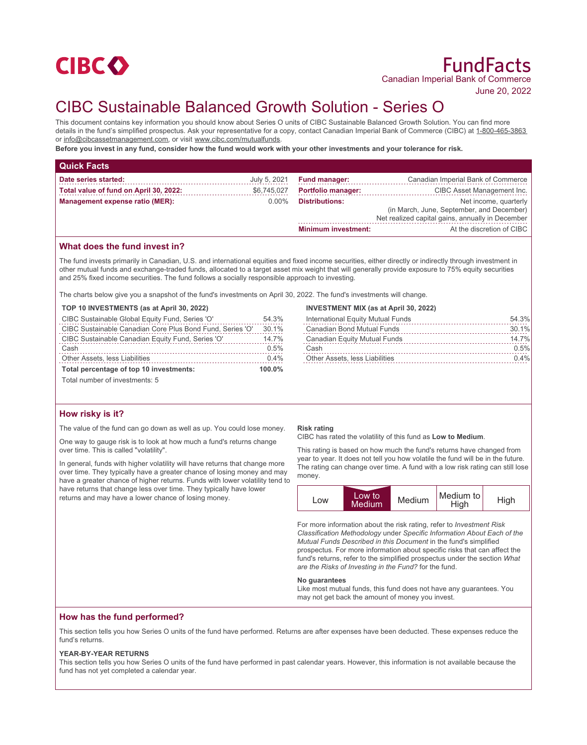CIBC

# FundFacts

Canadian Imperial Bank of Commerce

June 20, 2022

# CIBC Sustainable Balanced Growth Solution - Series O

This document contains key information you should know about Series O units of CIBC Sustainable Balanced Growth Solution. You can find more details in the fund's simplified prospectus. Ask your representative for a copy, contact Canadian Imperial Bank of Commerce (CIBC) at 1-800-465-3863 or info@cibcassetmanagement.com, or visit www.cibc.com/mutualfunds.

**Before you invest in any fund, consider how the fund would work with your other investments and your tolerance for risk.**

## Quick Facts

| | | | |
|---|---|---|---|
| **Date series started:** | July 5, 2021 | **Fund manager:** | Canadian Imperial Bank of Commerce |
| **Total value of fund on April 30, 2022:** | $6,745,027 | **Portfolio manager:** | CIBC Asset Management Inc. |
| **Management expense ratio (MER):** | 0.00% | **Distributions:** | Net income, quarterly (in March, June, September, and December) Net realized capital gains, annually in December |
| | | **Minimum investment:** | At the discretion of CIBC |

## What does the fund invest in?

The fund invests primarily in Canadian, U.S. and international equities and fixed income securities, either directly or indirectly through investment in other mutual funds and exchange-traded funds, allocated to a target asset mix weight that will generally provide exposure to 75% equity securities and 25% fixed income securities. The fund follows a socially responsible approach to investing.

The charts below give you a snapshot of the fund's investments on April 30, 2022. The fund's investments will change.

**TOP 10 INVESTMENTS (as at April 30, 2022)**

| | |
|---|---|
| CIBC Sustainable Global Equity Fund, Series 'O' | 54.3% |
| CIBC Sustainable Canadian Core Plus Bond Fund, Series 'O' | 30.1% |
| CIBC Sustainable Canadian Equity Fund, Series 'O' | 14.7% |
| Cash | 0.5% |
| Other Assets, less Liabilities | 0.4% |
| **Total percentage of top 10 investments:** | **100.0%** |

Total number of investments: 5

**INVESTMENT MIX (as at April 30, 2022)**

| | |
|---|---|
| International Equity Mutual Funds | 54.3% |
| Canadian Bond Mutual Funds | 30.1% |
| Canadian Equity Mutual Funds | 14.7% |
| Cash | 0.5% |
| Other Assets, less Liabilities | 0.4% |

## How risky is it?

The value of the fund can go down as well as up. You could lose money.

One way to gauge risk is to look at how much a fund's returns change over time. This is called "volatility".

In general, funds with higher volatility will have returns that change more over time. They typically have a greater chance of losing money and may have a greater chance of higher returns. Funds with lower volatility tend to have returns that change less over time. They typically have lower returns and may have a lower chance of losing money.

**Risk rating**

CIBC has rated the volatility of this fund as **Low to Medium**.

This rating is based on how much the fund's returns have changed from year to year. It does not tell you how volatile the fund will be in the future. The rating can change over time. A fund with a low risk rating can still lose money.

| Low | **Low to Medium** | Medium | Medium to High | High |
|---|---|---|---|---|

For more information about the risk rating, refer to *Investment Risk Classification Methodology* under *Specific Information About Each of the Mutual Funds Described in this Document* in the fund's simplified prospectus. For more information about specific risks that can affect the fund's returns, refer to the simplified prospectus under the section *What are the Risks of Investing in the Fund?* for the fund.

**No guarantees**

Like most mutual funds, this fund does not have any guarantees. You may not get back the amount of money you invest.

## How has the fund performed?

This section tells you how Series O units of the fund have performed. Returns are after expenses have been deducted. These expenses reduce the fund's returns.

**YEAR-BY-YEAR RETURNS**

This section tells you how Series O units of the fund have performed in past calendar years. However, this information is not available because the fund has not yet completed a calendar year.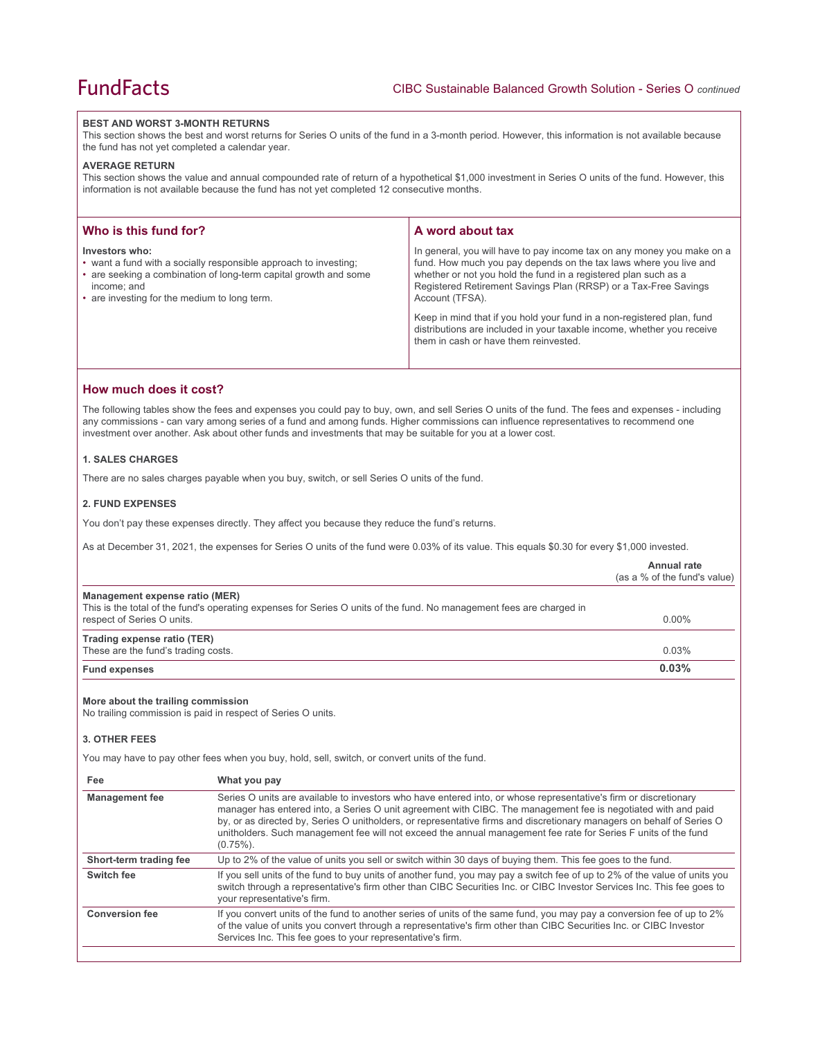### BEST AND WORST 3-MONTH RETURNS

This section shows the best and worst returns for Series O units of the fund in a 3-month period. However, this information is not available because the fund has not yet completed a calendar year.

### AVERAGE RETURN

This section shows the value and annual compounded rate of return of a hypothetical $1,000 investment in Series O units of the fund. However, this information is not available because the fund has not yet completed 12 consecutive months.

## Who is this fund for?

**Investors who:**

- want a fund with a socially responsible approach to investing;
- are seeking a combination of long-term capital growth and some income; and
- are investing for the medium to long term.

## A word about tax

In general, you will have to pay income tax on any money you make on a fund. How much you pay depends on the tax laws where you live and whether or not you hold the fund in a registered plan such as a Registered Retirement Savings Plan (RRSP) or a Tax-Free Savings Account (TFSA).

Keep in mind that if you hold your fund in a non-registered plan, fund distributions are included in your taxable income, whether you receive them in cash or have them reinvested.

## How much does it cost?

The following tables show the fees and expenses you could pay to buy, own, and sell Series O units of the fund. The fees and expenses - including any commissions - can vary among series of a fund and among funds. Higher commissions can influence representatives to recommend one investment over another. Ask about other funds and investments that may be suitable for you at a lower cost.

### 1. SALES CHARGES

There are no sales charges payable when you buy, switch, or sell Series O units of the fund.

### 2. FUND EXPENSES

You don't pay these expenses directly. They affect you because they reduce the fund's returns.

As at December 31, 2021, the expenses for Series O units of the fund were 0.03% of its value. This equals $0.30 for every $1,000 invested.

| | Annual rate (as a % of the fund's value) |
|---|---|
| **Management expense ratio (MER)** This is the total of the fund's operating expenses for Series O units of the fund. No management fees are charged in respect of Series O units. | 0.00% |
| **Trading expense ratio (TER)** These are the fund's trading costs. | 0.03% |
| **Fund expenses** | **0.03%** |

**More about the trailing commission**

No trailing commission is paid in respect of Series O units.

### 3. OTHER FEES

You may have to pay other fees when you buy, hold, sell, switch, or convert units of the fund.

| Fee | What you pay |
|---|---|
| **Management fee** | Series O units are available to investors who have entered into, or whose representative's firm or discretionary manager has entered into, a Series O unit agreement with CIBC. The management fee is negotiated with and paid by, or as directed by, Series O unitholders, or representative firms and discretionary managers on behalf of Series O unitholders. Such management fee will not exceed the annual management fee rate for Series F units of the fund (0.75%). |
| **Short-term trading fee** | Up to 2% of the value of units you sell or switch within 30 days of buying them. This fee goes to the fund. |
| **Switch fee** | If you sell units of the fund to buy units of another fund, you may pay a switch fee of up to 2% of the value of units you switch through a representative's firm other than CIBC Securities Inc. or CIBC Investor Services Inc. This fee goes to your representative's firm. |
| **Conversion fee** | If you convert units of the fund to another series of units of the same fund, you may pay a conversion fee of up to 2% of the value of units you convert through a representative's firm other than CIBC Securities Inc. or CIBC Investor Services Inc. This fee goes to your representative's firm. |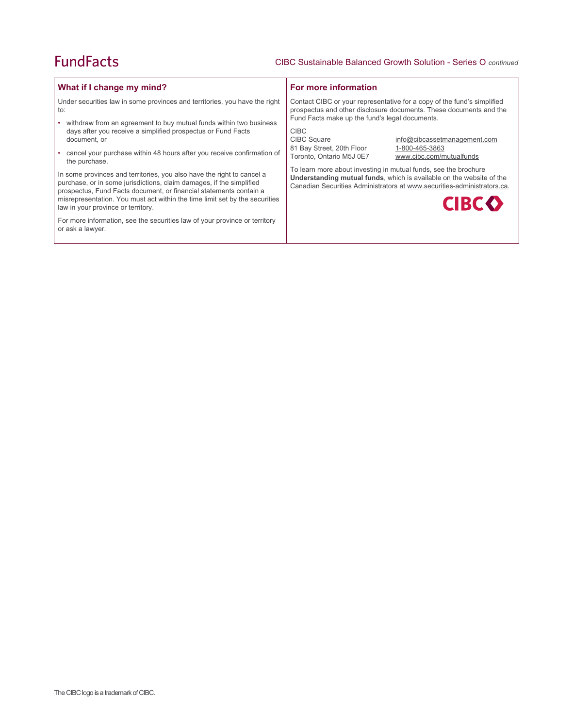## What if I change my mind?

Under securities law in some provinces and territories, you have the right to:

- withdraw from an agreement to buy mutual funds within two business days after you receive a simplified prospectus or Fund Facts document, or
- cancel your purchase within 48 hours after you receive confirmation of the purchase.

In some provinces and territories, you also have the right to cancel a purchase, or in some jurisdictions, claim damages, if the simplified prospectus, Fund Facts document, or financial statements contain a misrepresentation. You must act within the time limit set by the securities law in your province or territory.

For more information, see the securities law of your province or territory or ask a lawyer.

## For more information

Contact CIBC or your representative for a copy of the fund's simplified prospectus and other disclosure documents. These documents and the Fund Facts make up the fund's legal documents.

CIBC
CIBC Square
81 Bay Street, 20th Floor
Toronto, Ontario M5J 0E7

info@cibcassetmanagement.com
1-800-465-3863
www.cibc.com/mutualfunds

To learn more about investing in mutual funds, see the brochure **Understanding mutual funds**, which is available on the website of the Canadian Securities Administrators at www.securities-administrators.ca.

CIBC

The CIBC logo is a trademark of CIBC.